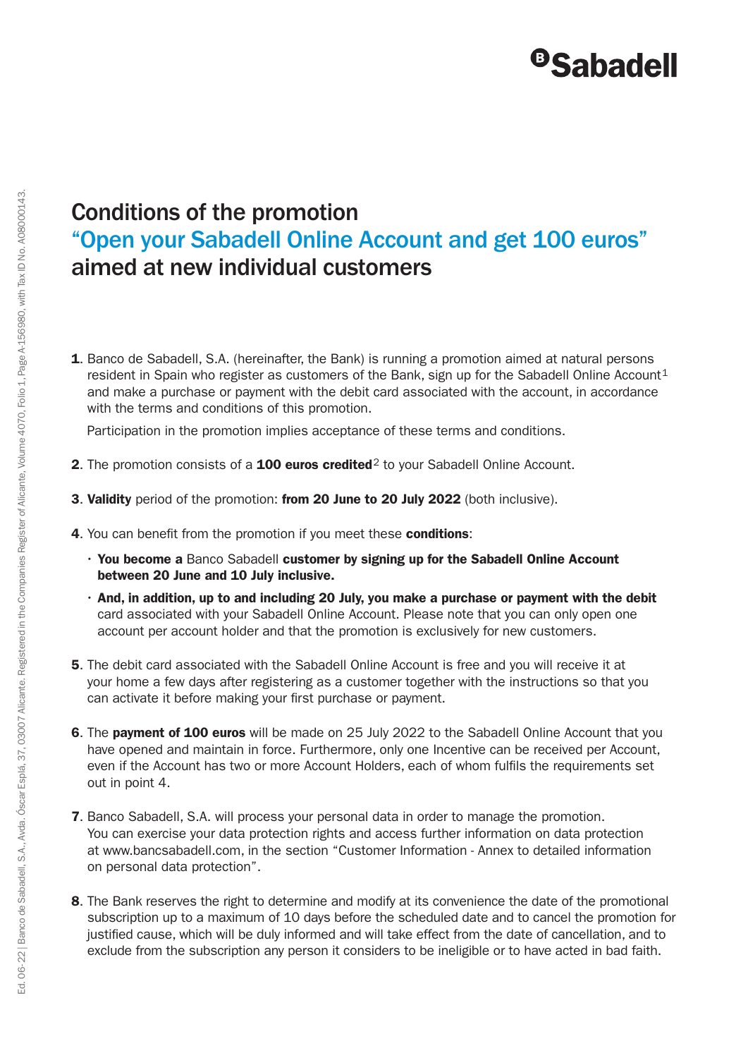# Conditions of the promotion "Open your Sabadell Online Account and get 100 euros" aimed at new individual customers

1. Banco de Sabadell, S.A. (hereinafter, the Bank) is running a promotion aimed at natural persons resident in Spain who register as customers of the Bank, sign up for the Sabadell Online Account[1] and make a purchase or payment with the debit card associated with the account, in accordance with the terms and conditions of this promotion.

   Participation in the promotion implies acceptance of these terms and conditions.

2. The promotion consists of a **100 euros credited**[2] to your Sabadell Online Account.

3. **Validity** period of the promotion: **from 20 June to 20 July 2022** (both inclusive).

4. You can benefit from the promotion if you meet these **conditions**:

   - **You become a** Banco Sabadell **customer by signing up for the Sabadell Online Account between 20 June and 10 July inclusive.**
   - **And, in addition, up to and including 20 July, you make a purchase or payment with the debit** card associated with your Sabadell Online Account. Please note that you can only open one account per account holder and that the promotion is exclusively for new customers.

5. The debit card associated with the Sabadell Online Account is free and you will receive it at your home a few days after registering as a customer together with the instructions so that you can activate it before making your first purchase or payment.

6. The **payment of 100 euros** will be made on 25 July 2022 to the Sabadell Online Account that you have opened and maintain in force. Furthermore, only one Incentive can be received per Account, even if the Account has two or more Account Holders, each of whom fulfils the requirements set out in point 4.

7. Banco Sabadell, S.A. will process your personal data in order to manage the promotion. You can exercise your data protection rights and access further information on data protection at www.bancsabadell.com, in the section "Customer Information - Annex to detailed information on personal data protection".

8. The Bank reserves the right to determine and modify at its convenience the date of the promotional subscription up to a maximum of 10 days before the scheduled date and to cancel the promotion for justified cause, which will be duly informed and will take effect from the date of cancellation, and to exclude from the subscription any person it considers to be ineligible or to have acted in bad faith.

Ed. 06-22 | Banco de Sabadell, S.A., Avda. Óscar Esplá, 37, 03007 Alicante. Registered in the Companies Register of Alicante, Volume 4070, Folio 1, Page A-156980, with Tax ID No. A08000143.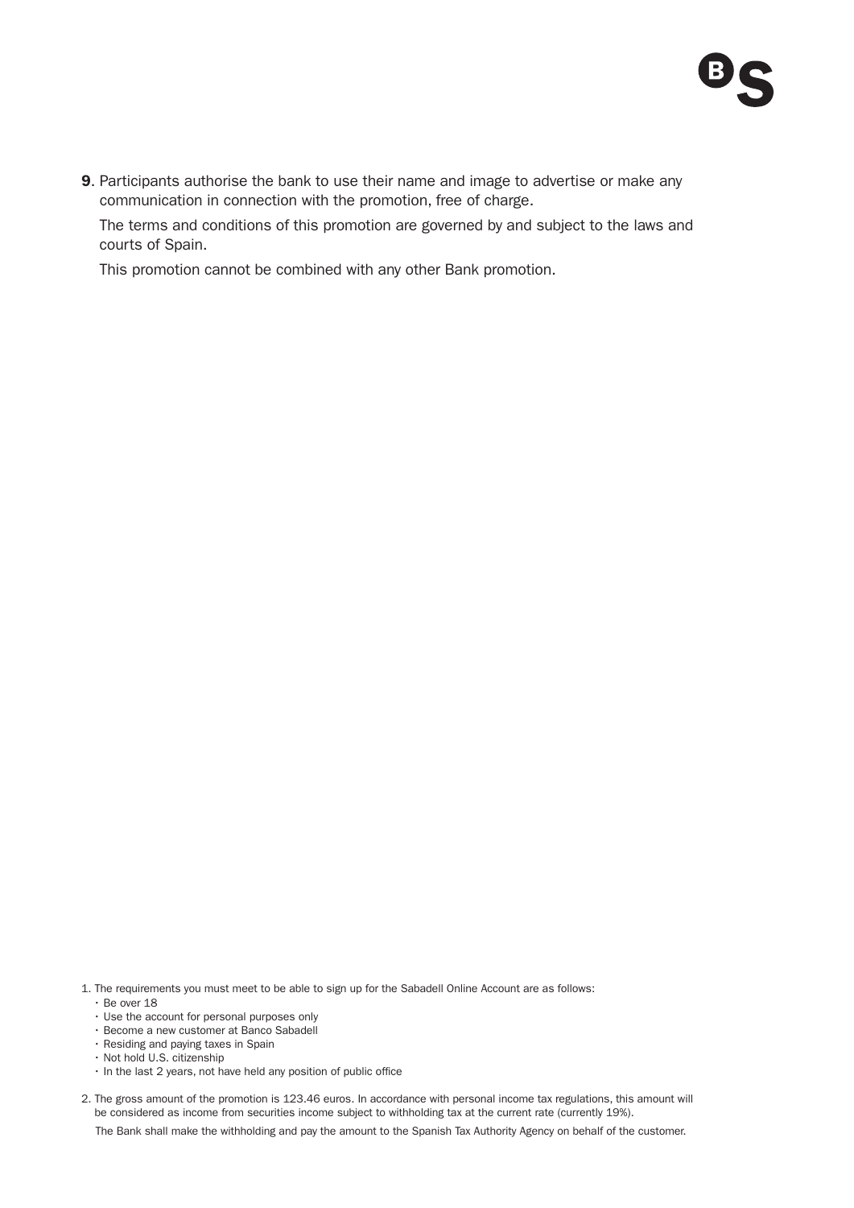**9**. Participants authorise the bank to use their name and image to advertise or make any communication in connection with the promotion, free of charge.

The terms and conditions of this promotion are governed by and subject to the laws and courts of Spain.

This promotion cannot be combined with any other Bank promotion.

1. The requirements you must meet to be able to sign up for the Sabadell Online Account are as follows:
   - Be over 18
   - Use the account for personal purposes only
   - Become a new customer at Banco Sabadell
   - Residing and paying taxes in Spain
   - Not hold U.S. citizenship
   - In the last 2 years, not have held any position of public office

2. The gross amount of the promotion is 123.46 euros. In accordance with personal income tax regulations, this amount will be considered as income from securities income subject to withholding tax at the current rate (currently 19%).

   The Bank shall make the withholding and pay the amount to the Spanish Tax Authority Agency on behalf of the customer.